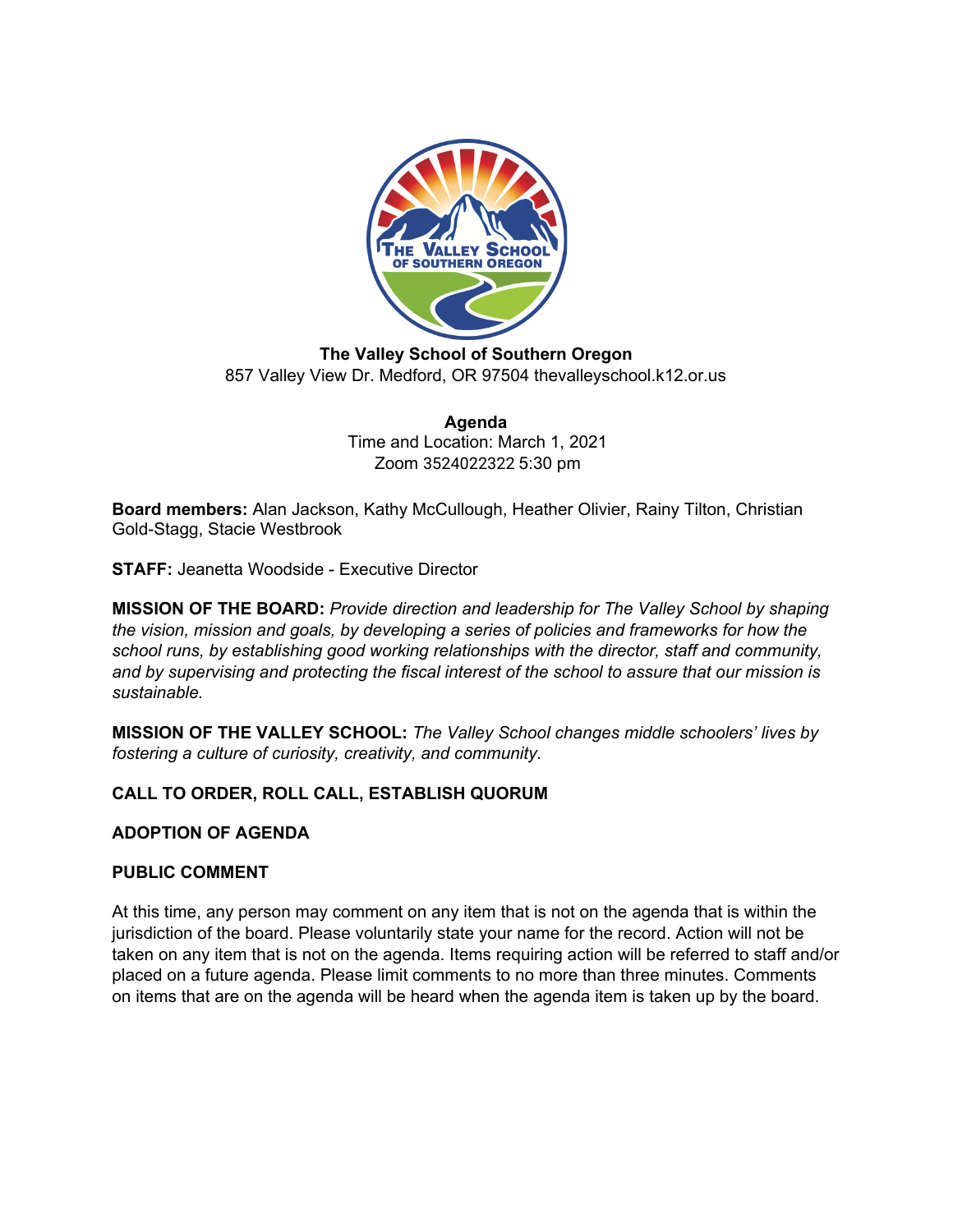**The Valley School of Southern Oregon**
857 Valley View Dr. Medford, OR 97504 thevalleyschool.k12.or.us

**Agenda**
Time and Location: March 1, 2021
Zoom 3524022322 5:30 pm

**Board members:** Alan Jackson, Kathy McCullough, Heather Olivier, Rainy Tilton, Christian Gold-Stagg, Stacie Westbrook

**STAFF:** Jeanetta Woodside - Executive Director

**MISSION OF THE BOARD:** *Provide direction and leadership for The Valley School by shaping the vision, mission and goals, by developing a series of policies and frameworks for how the school runs, by establishing good working relationships with the director, staff and community, and by supervising and protecting the fiscal interest of the school to assure that our mission is sustainable.*

**MISSION OF THE VALLEY SCHOOL:** *The Valley School changes middle schoolers' lives by fostering a culture of curiosity, creativity, and community.*

**CALL TO ORDER, ROLL CALL, ESTABLISH QUORUM**

**ADOPTION OF AGENDA**

**PUBLIC COMMENT**

At this time, any person may comment on any item that is not on the agenda that is within the jurisdiction of the board. Please voluntarily state your name for the record. Action will not be taken on any item that is not on the agenda. Items requiring action will be referred to staff and/or placed on a future agenda. Please limit comments to no more than three minutes. Comments on items that are on the agenda will be heard when the agenda item is taken up by the board.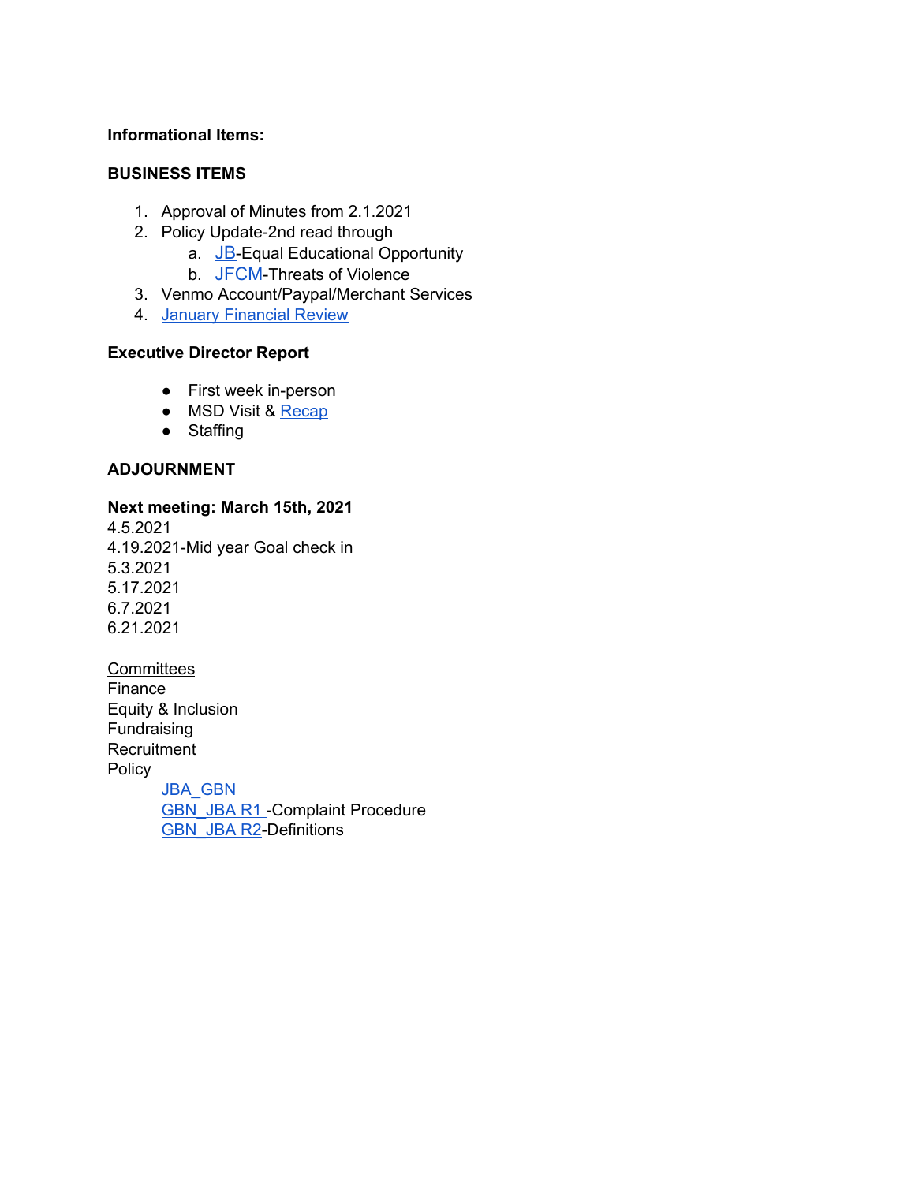**Informational Items:**

**BUSINESS ITEMS**

1. Approval of Minutes from 2.1.2021
2. Policy Update-2nd read through
    a. JB-Equal Educational Opportunity
    b. JFCM-Threats of Violence
3. Venmo Account/Paypal/Merchant Services
4. January Financial Review

**Executive Director Report**

- First week in-person
- MSD Visit & Recap
- Staffing

**ADJOURNMENT**

**Next meeting: March 15th, 2021**
4.5.2021
4.19.2021-Mid year Goal check in
5.3.2021
5.17.2021
6.7.2021
6.21.2021

Committees
Finance
Equity & Inclusion
Fundraising
Recruitment
Policy

JBA_GBN
GBN_JBA R1 -Complaint Procedure
GBN_JBA R2-Definitions